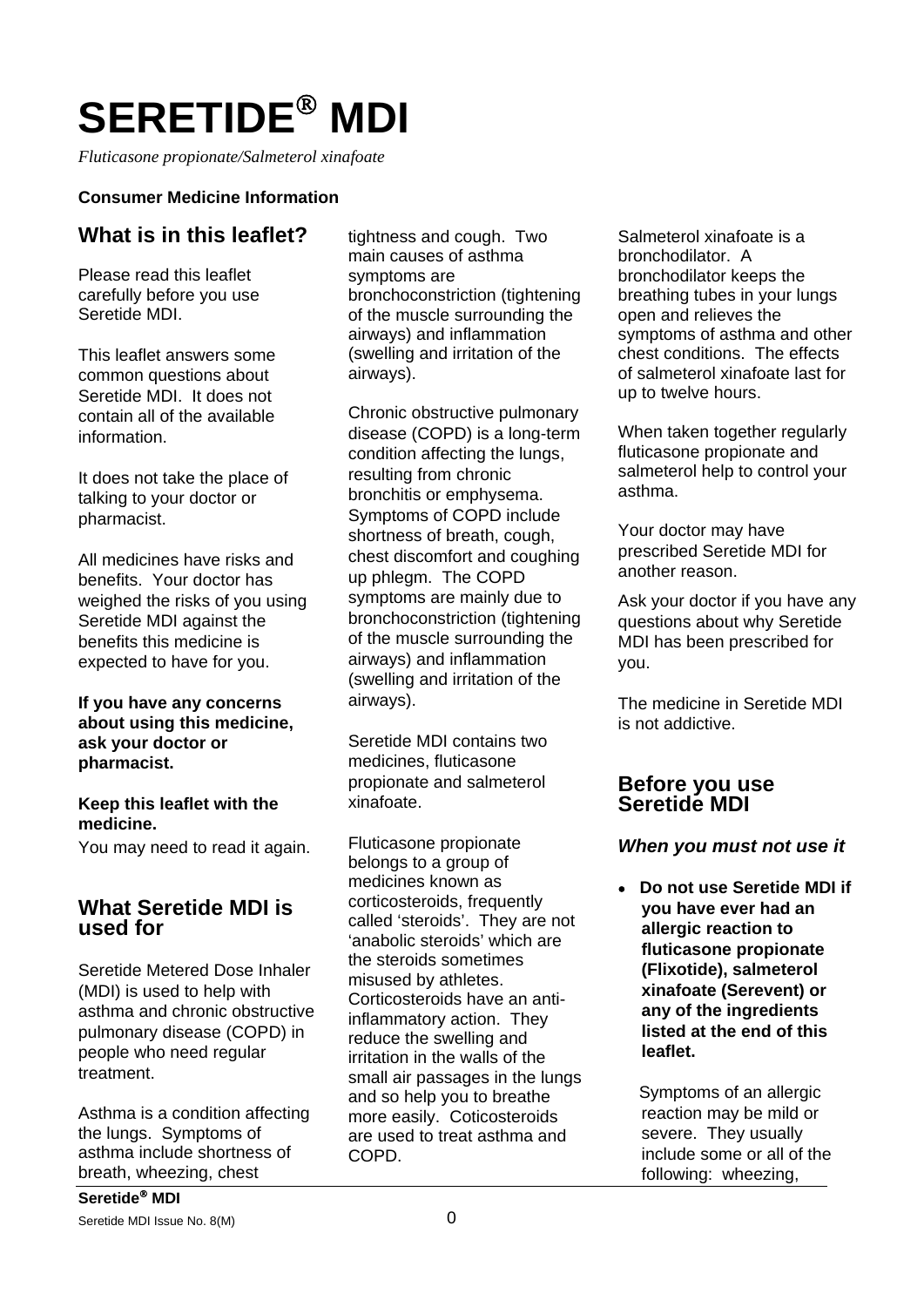# SERETIDE® MDI

*Fluticasone propionate/Salmeterol xinafoate*

**Consumer Medicine Information**

## What is in this leaflet?

Please read this leaflet carefully before you use Seretide MDI.

This leaflet answers some common questions about Seretide MDI. It does not contain all of the available information.

It does not take the place of talking to your doctor or pharmacist.

All medicines have risks and benefits. Your doctor has weighed the risks of you using Seretide MDI against the benefits this medicine is expected to have for you.

**If you have any concerns about using this medicine, ask your doctor or pharmacist.**

**Keep this leaflet with the medicine.**

You may need to read it again.

## What Seretide MDI is used for

Seretide Metered Dose Inhaler (MDI) is used to help with asthma and chronic obstructive pulmonary disease (COPD) in people who need regular treatment.

Asthma is a condition affecting the lungs. Symptoms of asthma include shortness of breath, wheezing, chest tightness and cough. Two main causes of asthma symptoms are bronchoconstriction (tightening of the muscle surrounding the airways) and inflammation (swelling and irritation of the airways).

Chronic obstructive pulmonary disease (COPD) is a long-term condition affecting the lungs, resulting from chronic bronchitis or emphysema. Symptoms of COPD include shortness of breath, cough, chest discomfort and coughing up phlegm. The COPD symptoms are mainly due to bronchoconstriction (tightening of the muscle surrounding the airways) and inflammation (swelling and irritation of the airways).

Seretide MDI contains two medicines, fluticasone propionate and salmeterol xinafoate.

Fluticasone propionate belongs to a group of medicines known as corticosteroids, frequently called 'steroids'. They are not 'anabolic steroids' which are the steroids sometimes misused by athletes. Corticosteroids have an anti-inflammatory action. They reduce the swelling and irritation in the walls of the small air passages in the lungs and so help you to breathe more easily. Coticosteroids are used to treat asthma and COPD.

Salmeterol xinafoate is a bronchodilator. A bronchodilator keeps the breathing tubes in your lungs open and relieves the symptoms of asthma and other chest conditions. The effects of salmeterol xinafoate last for up to twelve hours.

When taken together regularly fluticasone propionate and salmeterol help to control your asthma.

Your doctor may have prescribed Seretide MDI for another reason.

Ask your doctor if you have any questions about why Seretide MDI has been prescribed for you.

The medicine in Seretide MDI is not addictive.

## Before you use Seretide MDI

### *When you must not use it*

- **Do not use Seretide MDI if you have ever had an allergic reaction to fluticasone propionate (Flixotide), salmeterol xinafoate (Serevent) or any of the ingredients listed at the end of this leaflet.**

  Symptoms of an allergic reaction may be mild or severe. They usually include some or all of the following: wheezing,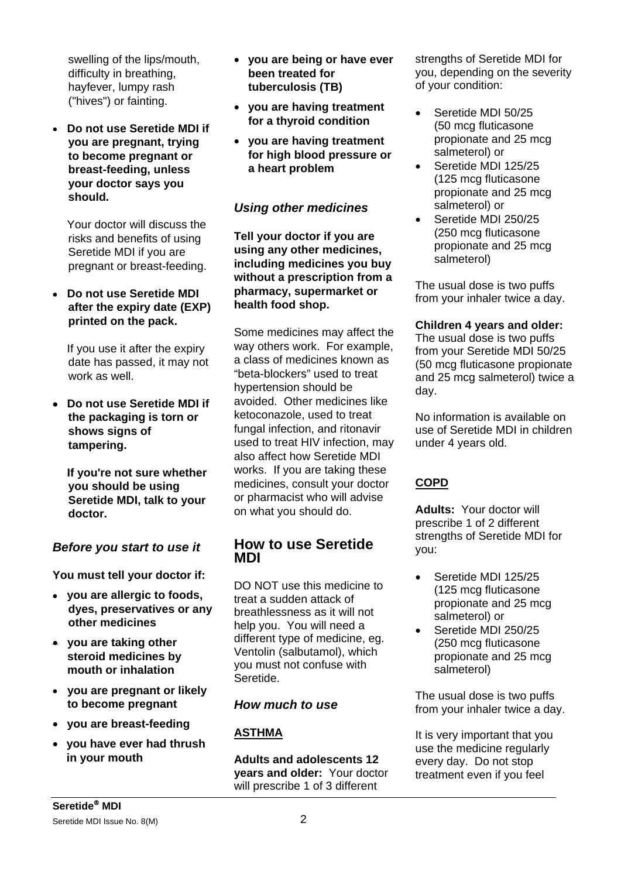swelling of the lips/mouth, difficulty in breathing, hayfever, lumpy rash ("hives") or fainting.

- **Do not use Seretide MDI if you are pregnant, trying to become pregnant or breast-feeding, unless your doctor says you should.**

  Your doctor will discuss the risks and benefits of using Seretide MDI if you are pregnant or breast-feeding.

- **Do not use Seretide MDI after the expiry date (EXP) printed on the pack.**

  If you use it after the expiry date has passed, it may not work as well.

- **Do not use Seretide MDI if the packaging is torn or shows signs of tampering.**

  **If you're not sure whether you should be using Seretide MDI, talk to your doctor.**

### *Before you start to use it*

**You must tell your doctor if:**

- **you are allergic to foods, dyes, preservatives or any other medicines**
- **you are taking other steroid medicines by mouth or inhalation**
- **you are pregnant or likely to become pregnant**
- **you are breast-feeding**
- **you have ever had thrush in your mouth**
- **you are being or have ever been treated for tuberculosis (TB)**
- **you are having treatment for a thyroid condition**
- **you are having treatment for high blood pressure or a heart problem**

### *Using other medicines*

**Tell your doctor if you are using any other medicines, including medicines you buy without a prescription from a pharmacy, supermarket or health food shop.**

Some medicines may affect the way others work. For example, a class of medicines known as "beta-blockers" used to treat hypertension should be avoided. Other medicines like ketoconazole, used to treat fungal infection, and ritonavir used to treat HIV infection, may also affect how Seretide MDI works. If you are taking these medicines, consult your doctor or pharmacist who will advise on what you should do.

## How to use Seretide MDI

DO NOT use this medicine to treat a sudden attack of breathlessness as it will not help you. You will need a different type of medicine, eg. Ventolin (salbutamol), which you must not confuse with Seretide.

### *How much to use*

**ASTHMA**

**Adults and adolescents 12 years and older:** Your doctor will prescribe 1 of 3 different strengths of Seretide MDI for you, depending on the severity of your condition:

- Seretide MDI 50/25 (50 mcg fluticasone propionate and 25 mcg salmeterol) or
- Seretide MDI 125/25 (125 mcg fluticasone propionate and 25 mcg salmeterol) or
- Seretide MDI 250/25 (250 mcg fluticasone propionate and 25 mcg salmeterol)

The usual dose is two puffs from your inhaler twice a day.

**Children 4 years and older:**
The usual dose is two puffs from your Seretide MDI 50/25 (50 mcg fluticasone propionate and 25 mcg salmeterol) twice a day.

No information is available on use of Seretide MDI in children under 4 years old.

**COPD**

**Adults:** Your doctor will prescribe 1 of 2 different strengths of Seretide MDI for you:

- Seretide MDI 125/25 (125 mcg fluticasone propionate and 25 mcg salmeterol) or
- Seretide MDI 250/25 (250 mcg fluticasone propionate and 25 mcg salmeterol)

The usual dose is two puffs from your inhaler twice a day.

It is very important that you use the medicine regularly every day. Do not stop treatment even if you feel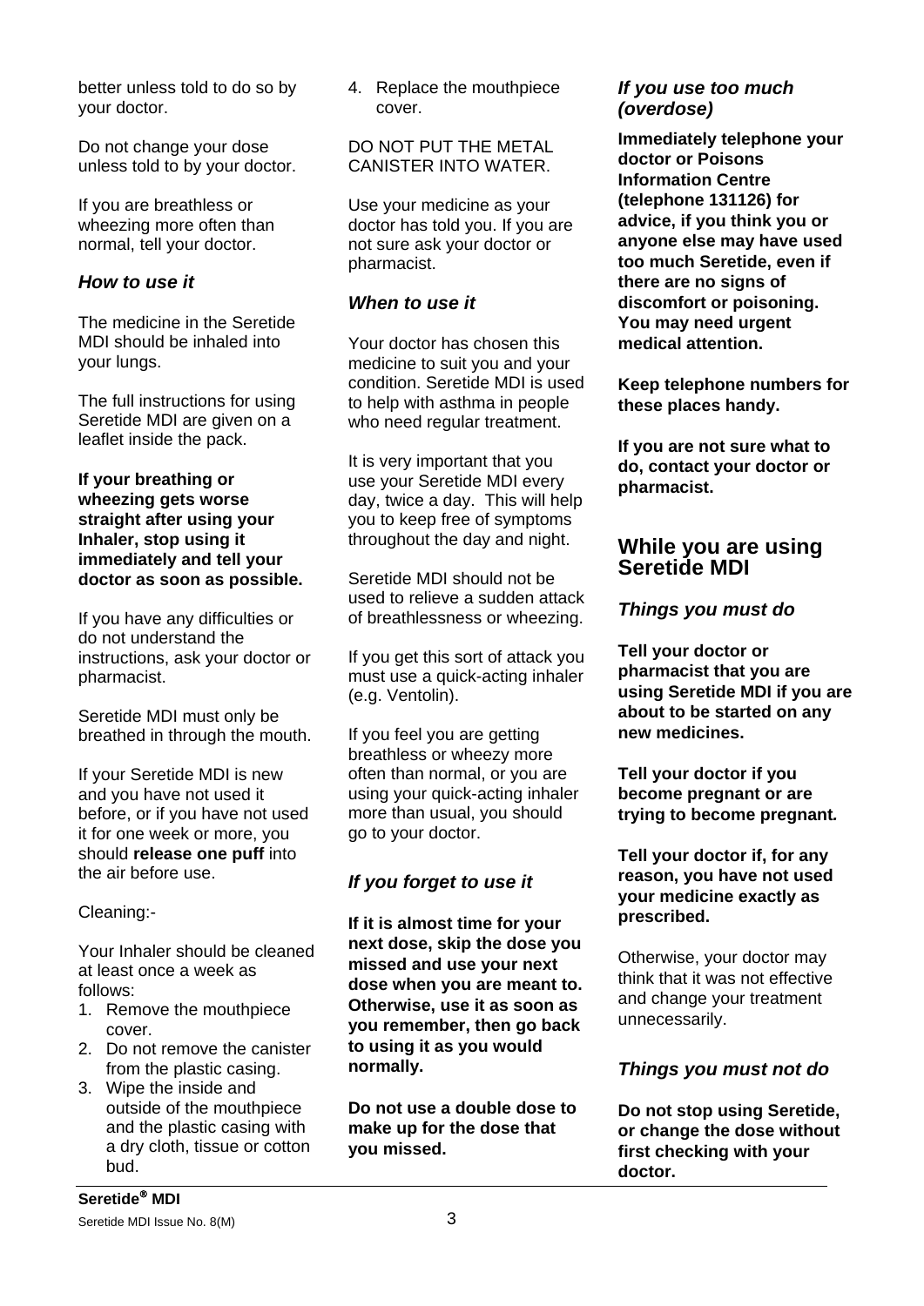better unless told to do so by your doctor.

Do not change your dose unless told to by your doctor.

If you are breathless or wheezing more often than normal, tell your doctor.

### *How to use it*

The medicine in the Seretide MDI should be inhaled into your lungs.

The full instructions for using Seretide MDI are given on a leaflet inside the pack.

**If your breathing or wheezing gets worse straight after using your Inhaler, stop using it immediately and tell your doctor as soon as possible.**

If you have any difficulties or do not understand the instructions, ask your doctor or pharmacist.

Seretide MDI must only be breathed in through the mouth.

If your Seretide MDI is new and you have not used it before, or if you have not used it for one week or more, you should **release one puff** into the air before use.

Cleaning:-

Your Inhaler should be cleaned at least once a week as follows:

1. Remove the mouthpiece cover.
2. Do not remove the canister from the plastic casing.
3. Wipe the inside and outside of the mouthpiece and the plastic casing with a dry cloth, tissue or cotton bud.
4. Replace the mouthpiece cover.

DO NOT PUT THE METAL CANISTER INTO WATER.

Use your medicine as your doctor has told you. If you are not sure ask your doctor or pharmacist.

### *When to use it*

Your doctor has chosen this medicine to suit you and your condition. Seretide MDI is used to help with asthma in people who need regular treatment.

It is very important that you use your Seretide MDI every day, twice a day. This will help you to keep free of symptoms throughout the day and night.

Seretide MDI should not be used to relieve a sudden attack of breathlessness or wheezing.

If you get this sort of attack you must use a quick-acting inhaler (e.g. Ventolin).

If you feel you are getting breathless or wheezy more often than normal, or you are using your quick-acting inhaler more than usual, you should go to your doctor.

### *If you forget to use it*

**If it is almost time for your next dose, skip the dose you missed and use your next dose when you are meant to. Otherwise, use it as soon as you remember, then go back to using it as you would normally.**

**Do not use a double dose to make up for the dose that you missed.**

### *If you use too much (overdose)*

**Immediately telephone your doctor or Poisons Information Centre (telephone 131126) for advice, if you think you or anyone else may have used too much Seretide, even if there are no signs of discomfort or poisoning. You may need urgent medical attention.**

**Keep telephone numbers for these places handy.**

**If you are not sure what to do, contact your doctor or pharmacist.**

## While you are using Seretide MDI

### *Things you must do*

**Tell your doctor or pharmacist that you are using Seretide MDI if you are about to be started on any new medicines.**

**Tell your doctor if you become pregnant or are trying to become pregnant.**

**Tell your doctor if, for any reason, you have not used your medicine exactly as prescribed.**

Otherwise, your doctor may think that it was not effective and change your treatment unnecessarily.

### *Things you must not do*

**Do not stop using Seretide, or change the dose without first checking with your doctor.**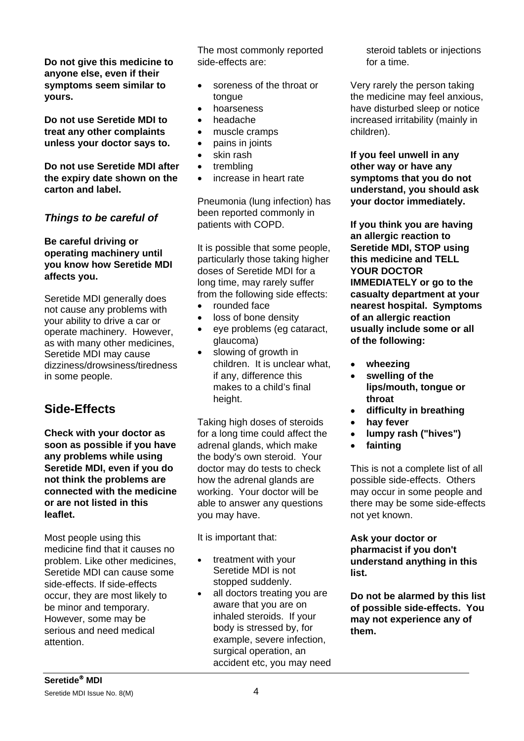**Do not give this medicine to anyone else, even if their symptoms seem similar to yours.**

**Do not use Seretide MDI to treat any other complaints unless your doctor says to.**

**Do not use Seretide MDI after the expiry date shown on the carton and label.**

### *Things to be careful of*

**Be careful driving or operating machinery until you know how Seretide MDI affects you.**

Seretide MDI generally does not cause any problems with your ability to drive a car or operate machinery. However, as with many other medicines, Seretide MDI may cause dizziness/drowsiness/tiredness in some people.

## Side-Effects

**Check with your doctor as soon as possible if you have any problems while using Seretide MDI, even if you do not think the problems are connected with the medicine or are not listed in this leaflet.**

Most people using this medicine find that it causes no problem. Like other medicines, Seretide MDI can cause some side-effects. If side-effects occur, they are most likely to be minor and temporary. However, some may be serious and need medical attention.

The most commonly reported side-effects are:

- soreness of the throat or tongue
- hoarseness
- headache
- muscle cramps
- pains in joints
- skin rash
- trembling
- increase in heart rate

Pneumonia (lung infection) has been reported commonly in patients with COPD.

It is possible that some people, particularly those taking higher doses of Seretide MDI for a long time, may rarely suffer from the following side effects:

- rounded face
- loss of bone density
- eye problems (eg cataract, glaucoma)
- slowing of growth in children. It is unclear what, if any, difference this makes to a child's final height.

Taking high doses of steroids for a long time could affect the adrenal glands, which make the body's own steroid. Your doctor may do tests to check how the adrenal glands are working. Your doctor will be able to answer any questions you may have.

It is important that:

- treatment with your Seretide MDI is not stopped suddenly.
- all doctors treating you are aware that you are on inhaled steroids. If your body is stressed by, for example, severe infection, surgical operation, an accident etc, you may need steroid tablets or injections for a time.

Very rarely the person taking the medicine may feel anxious, have disturbed sleep or notice increased irritability (mainly in children).

**If you feel unwell in any other way or have any symptoms that you do not understand, you should ask your doctor immediately.**

**If you think you are having an allergic reaction to Seretide MDI, STOP using this medicine and TELL YOUR DOCTOR IMMEDIATELY or go to the casualty department at your nearest hospital. Symptoms of an allergic reaction usually include some or all of the following:**

- **wheezing**
- **swelling of the lips/mouth, tongue or throat**
- **difficulty in breathing**
- **hay fever**
- **lumpy rash ("hives")**
- **fainting**

This is not a complete list of all possible side-effects. Others may occur in some people and there may be some side-effects not yet known.

**Ask your doctor or pharmacist if you don't understand anything in this list.**

**Do not be alarmed by this list of possible side-effects. You may not experience any of them.**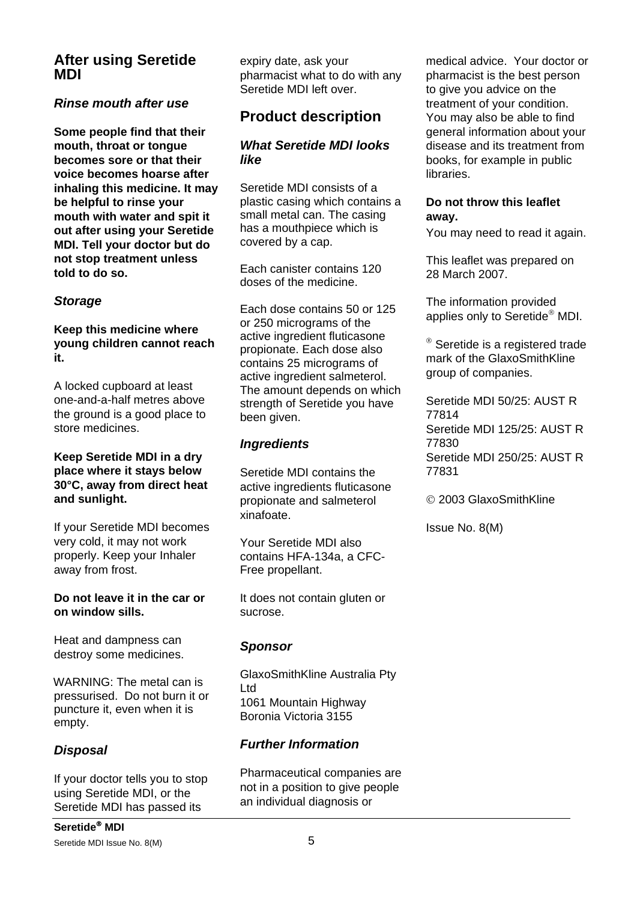## After using Seretide MDI

### *Rinse mouth after use*

**Some people find that their mouth, throat or tongue becomes sore or that their voice becomes hoarse after inhaling this medicine. It may be helpful to rinse your mouth with water and spit it out after using your Seretide MDI. Tell your doctor but do not stop treatment unless told to do so.**

### *Storage*

**Keep this medicine where young children cannot reach it.**

A locked cupboard at least one-and-a-half metres above the ground is a good place to store medicines.

**Keep Seretide MDI in a dry place where it stays below 30°C, away from direct heat and sunlight.**

If your Seretide MDI becomes very cold, it may not work properly. Keep your Inhaler away from frost.

**Do not leave it in the car or on window sills.**

Heat and dampness can destroy some medicines.

WARNING: The metal can is pressurised. Do not burn it or puncture it, even when it is empty.

### *Disposal*

If your doctor tells you to stop using Seretide MDI, or the Seretide MDI has passed its expiry date, ask your pharmacist what to do with any Seretide MDI left over.

## Product description

### *What Seretide MDI looks like*

Seretide MDI consists of a plastic casing which contains a small metal can. The casing has a mouthpiece which is covered by a cap.

Each canister contains 120 doses of the medicine.

Each dose contains 50 or 125 or 250 micrograms of the active ingredient fluticasone propionate. Each dose also contains 25 micrograms of active ingredient salmeterol. The amount depends on which strength of Seretide you have been given.

### *Ingredients*

Seretide MDI contains the active ingredients fluticasone propionate and salmeterol xinafoate.

Your Seretide MDI also contains HFA-134a, a CFC-Free propellant.

It does not contain gluten or sucrose.

### *Sponsor*

GlaxoSmithKline Australia Pty Ltd
1061 Mountain Highway
Boronia Victoria 3155

### *Further Information*

Pharmaceutical companies are not in a position to give people an individual diagnosis or medical advice. Your doctor or pharmacist is the best person to give you advice on the treatment of your condition. You may also be able to find general information about your disease and its treatment from books, for example in public libraries.

**Do not throw this leaflet away.**
You may need to read it again.

This leaflet was prepared on 28 March 2007.

The information provided applies only to Seretide® MDI.

® Seretide is a registered trade mark of the GlaxoSmithKline group of companies.

Seretide MDI 50/25: AUST R 77814
Seretide MDI 125/25: AUST R 77830
Seretide MDI 250/25: AUST R 77831

© 2003 GlaxoSmithKline

Issue No. 8(M)